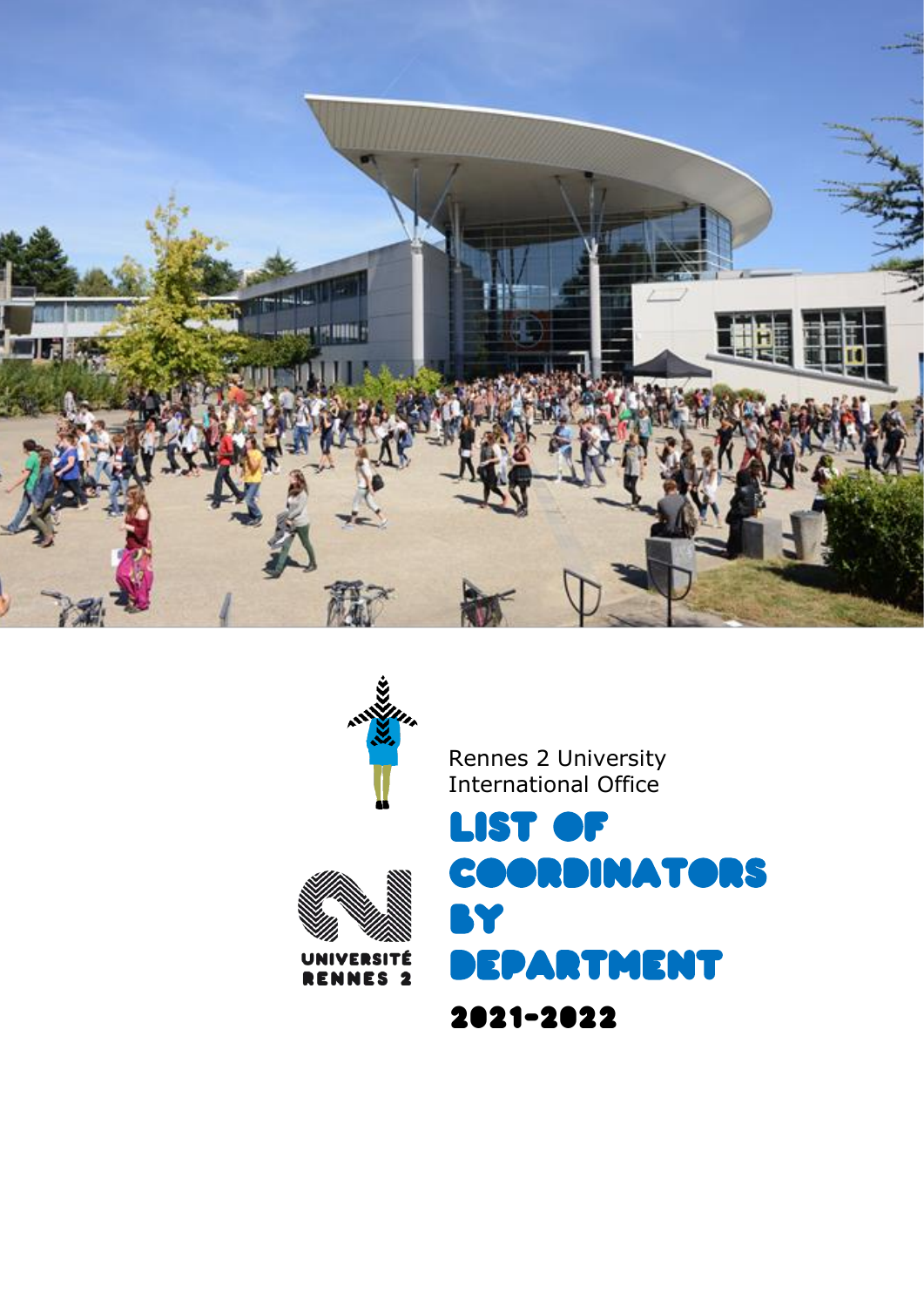UNIVERSITÉ RENNES 2

Rennes 2 University
International Office

# LIST OF COORDINATORS BY DEPARTMENT

## 2021-2022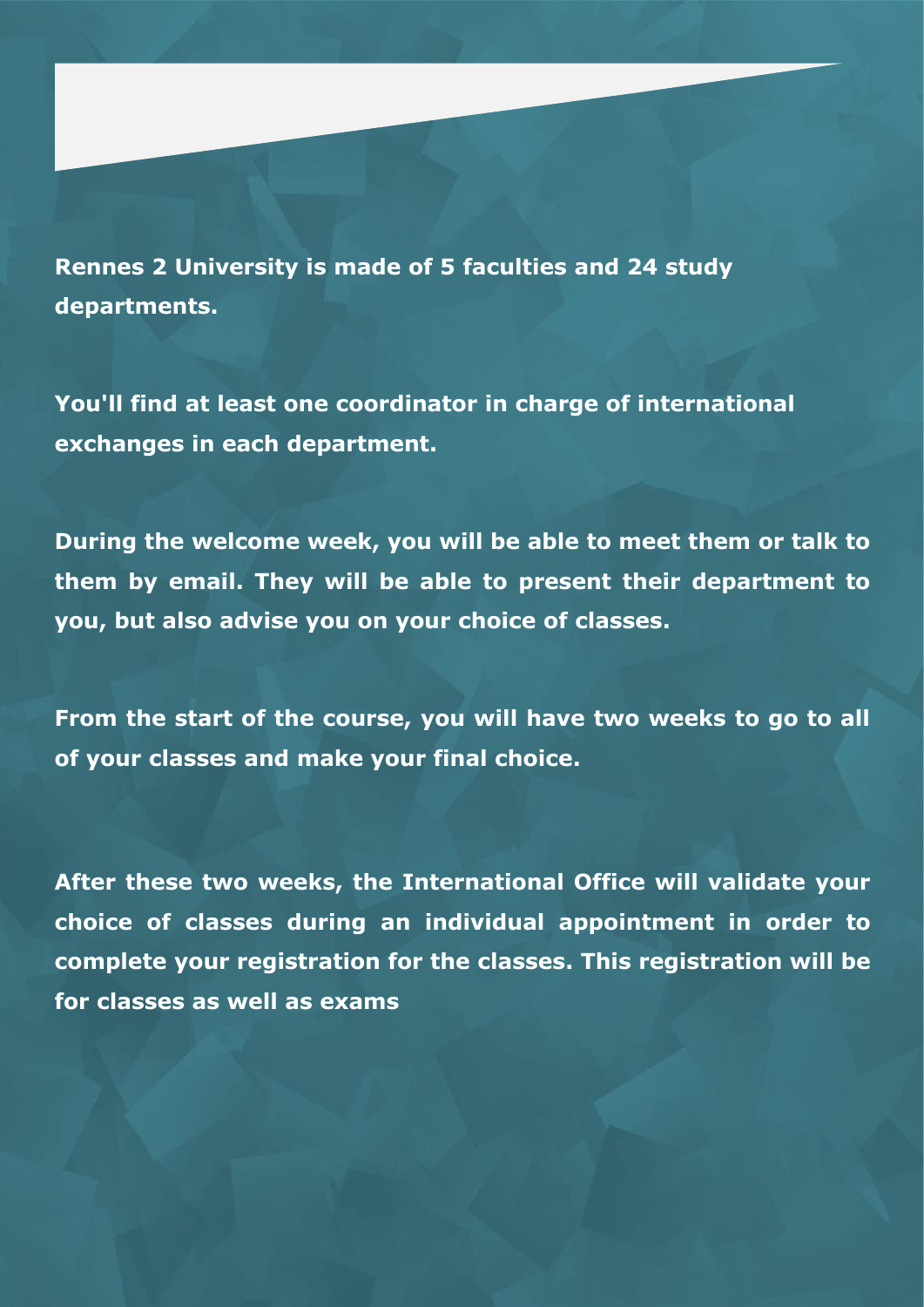**Rennes 2 University is made of 5 faculties and 24 study departments.**

**You'll find at least one coordinator in charge of international exchanges in each department.**

**During the welcome week, you will be able to meet them or talk to them by email. They will be able to present their department to you, but also advise you on your choice of classes.**

**From the start of the course, you will have two weeks to go to all of your classes and make your final choice.**

**After these two weeks, the International Office will validate your choice of classes during an individual appointment in order to complete your registration for the classes. This registration will be for classes as well as exams**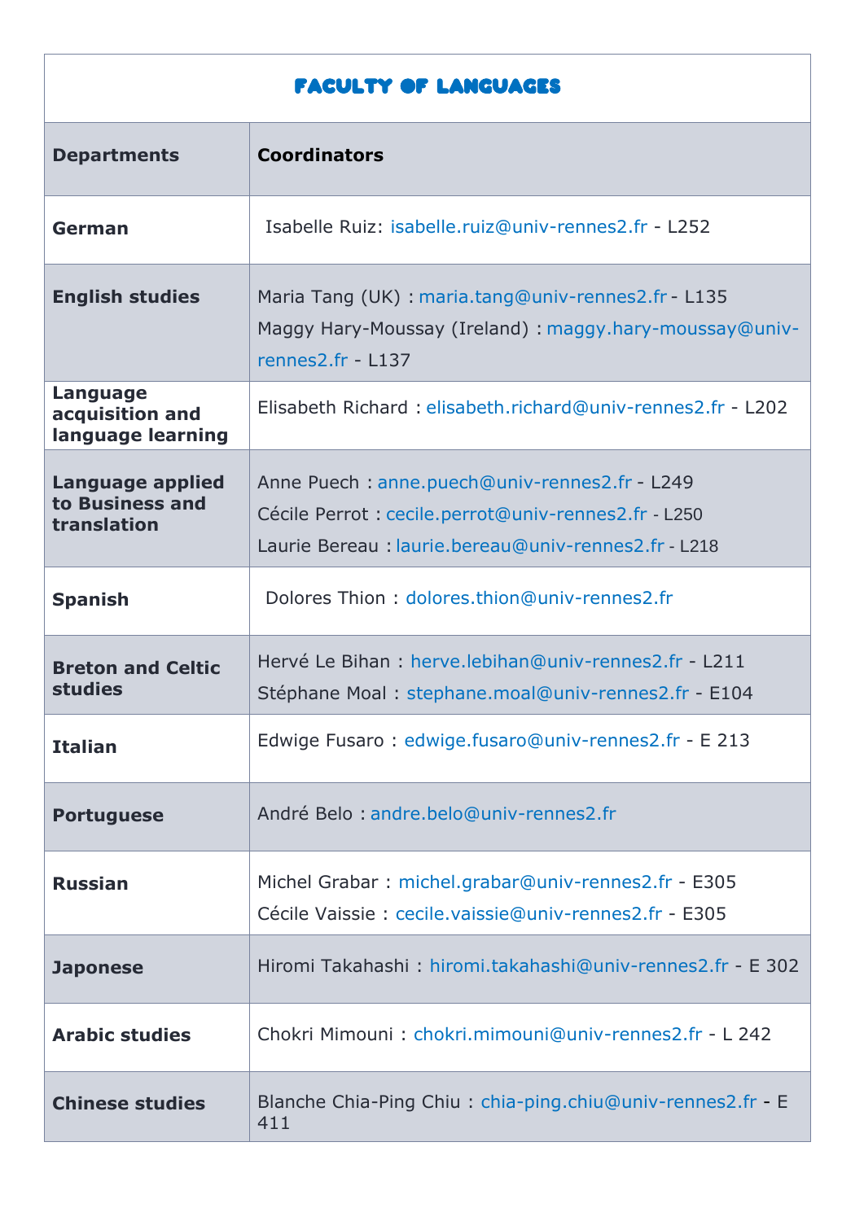| FACULTY OF LANGUAGES | |
|---|---|
| **Departments** | **Coordinators** |
| **German** | Isabelle Ruiz: isabelle.ruiz@univ-rennes2.fr - L252 |
| **English studies** | Maria Tang (UK) : maria.tang@univ-rennes2.fr - L135<br>Maggy Hary-Moussay (Ireland) : maggy.hary-moussay@univ-rennes2.fr - L137 |
| **Language acquisition and language learning** | Elisabeth Richard : elisabeth.richard@univ-rennes2.fr - L202 |
| **Language applied to Business and translation** | Anne Puech : anne.puech@univ-rennes2.fr - L249<br>Cécile Perrot : cecile.perrot@univ-rennes2.fr - L250<br>Laurie Bereau : laurie.bereau@univ-rennes2.fr - L218 |
| **Spanish** | Dolores Thion : dolores.thion@univ-rennes2.fr |
| **Breton and Celtic studies** | Hervé Le Bihan : herve.lebihan@univ-rennes2.fr - L211<br>Stéphane Moal : stephane.moal@univ-rennes2.fr - E104 |
| **Italian** | Edwige Fusaro : edwige.fusaro@univ-rennes2.fr - E 213 |
| **Portuguese** | André Belo : andre.belo@univ-rennes2.fr |
| **Russian** | Michel Grabar : michel.grabar@univ-rennes2.fr - E305<br>Cécile Vaissie : cecile.vaissie@univ-rennes2.fr - E305 |
| **Japonese** | Hiromi Takahashi : hiromi.takahashi@univ-rennes2.fr - E 302 |
| **Arabic studies** | Chokri Mimouni : chokri.mimouni@univ-rennes2.fr - L 242 |
| **Chinese studies** | Blanche Chia-Ping Chiu : chia-ping.chiu@univ-rennes2.fr - E 411 |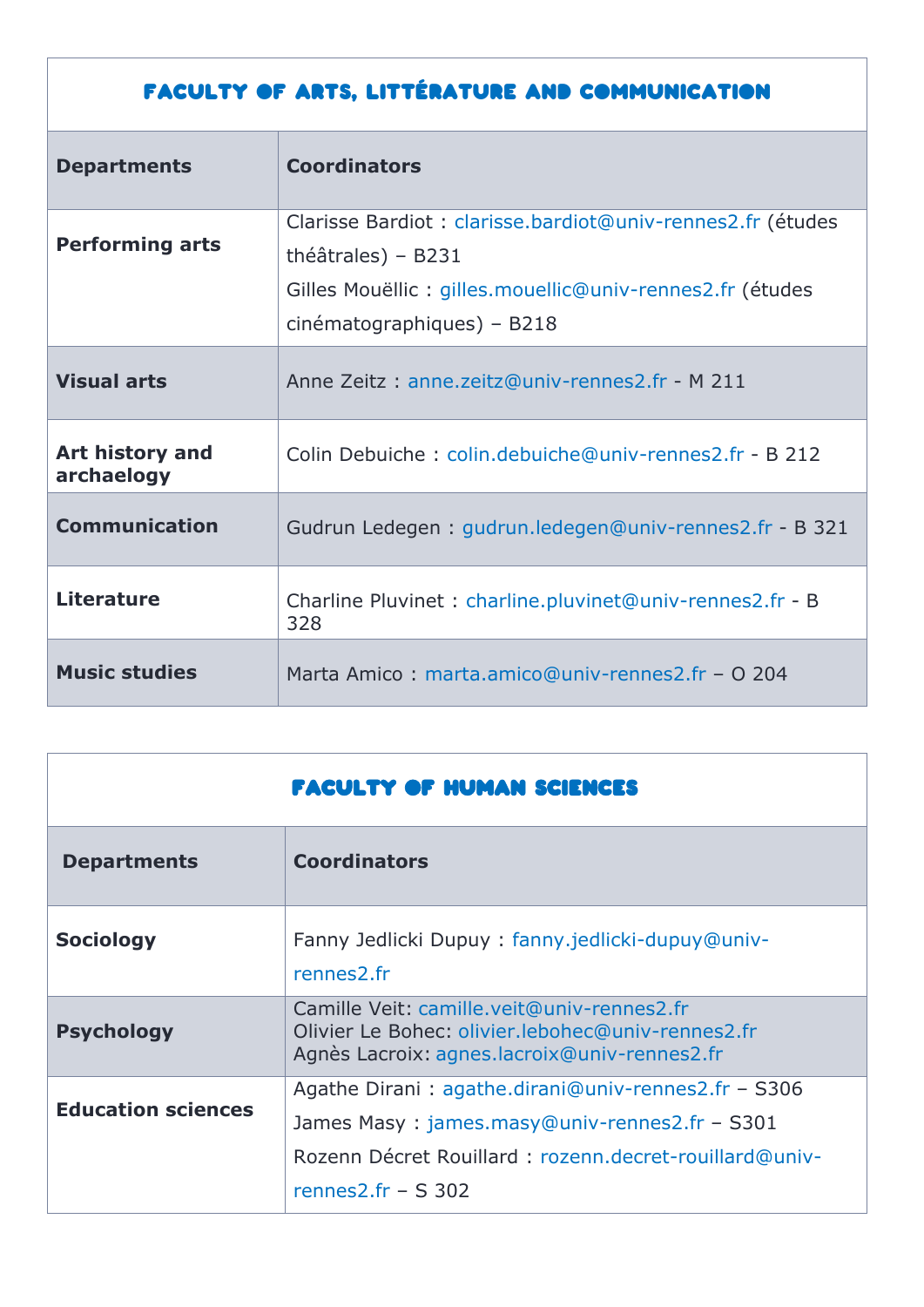## FACULTY OF ARTS, LITTÉRATURE AND COMMUNICATION

| Departments | Coordinators |
|---|---|
| **Performing arts** | Clarisse Bardiot : clarisse.bardiot@univ-rennes2.fr (études théâtrales) – B231<br>Gilles Mouëllic : gilles.mouellic@univ-rennes2.fr (études cinématographiques) – B218 |
| **Visual arts** | Anne Zeitz : anne.zeitz@univ-rennes2.fr - M 211 |
| **Art history and archaelogy** | Colin Debuiche : colin.debuiche@univ-rennes2.fr - B 212 |
| **Communication** | Gudrun Ledegen : gudrun.ledegen@univ-rennes2.fr - B 321 |
| **Literature** | Charline Pluvinet : charline.pluvinet@univ-rennes2.fr - B 328 |
| **Music studies** | Marta Amico : marta.amico@univ-rennes2.fr – O 204 |

## FACULTY OF HUMAN SCIENCES

| Departments | Coordinators |
|---|---|
| **Sociology** | Fanny Jedlicki Dupuy : fanny.jedlicki-dupuy@univ-rennes2.fr |
| **Psychology** | Camille Veit: camille.veit@univ-rennes2.fr<br>Olivier Le Bohec: olivier.lebohec@univ-rennes2.fr<br>Agnès Lacroix: agnes.lacroix@univ-rennes2.fr |
| **Education sciences** | Agathe Dirani : agathe.dirani@univ-rennes2.fr – S306<br>James Masy : james.masy@univ-rennes2.fr – S301<br>Rozenn Décret Rouillard : rozenn.decret-rouillard@univ-rennes2.fr – S 302 |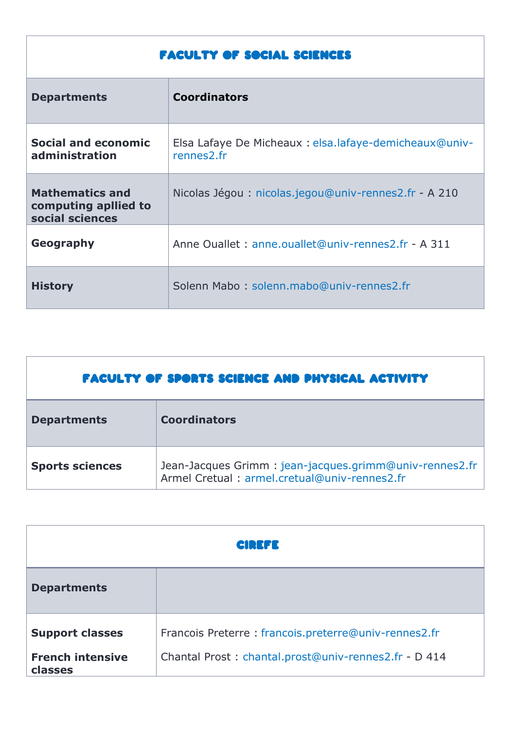## FACULTY OF SOCIAL SCIENCES

| Departments | Coordinators |
|---|---|
| **Social and economic administration** | Elsa Lafaye De Micheaux : elsa.lafaye-demicheaux@univ-rennes2.fr |
| **Mathematics and computing apllied to social sciences** | Nicolas Jégou : nicolas.jegou@univ-rennes2.fr - A 210 |
| **Geography** | Anne Ouallet : anne.ouallet@univ-rennes2.fr - A 311 |
| **History** | Solenn Mabo : solenn.mabo@univ-rennes2.fr |

## FACULTY OF SPORTS SCIENCE AND PHYSICAL ACTIVITY

| Departments | Coordinators |
|---|---|
| **Sports sciences** | Jean-Jacques Grimm : jean-jacques.grimm@univ-rennes2.fr<br>Armel Cretual : armel.cretual@univ-rennes2.fr |

## CIREFE

| Departments | |
|---|---|
| **Support classes** | Francois Preterre : francois.preterre@univ-rennes2.fr |
| **French intensive classes** | Chantal Prost : chantal.prost@univ-rennes2.fr - D 414 |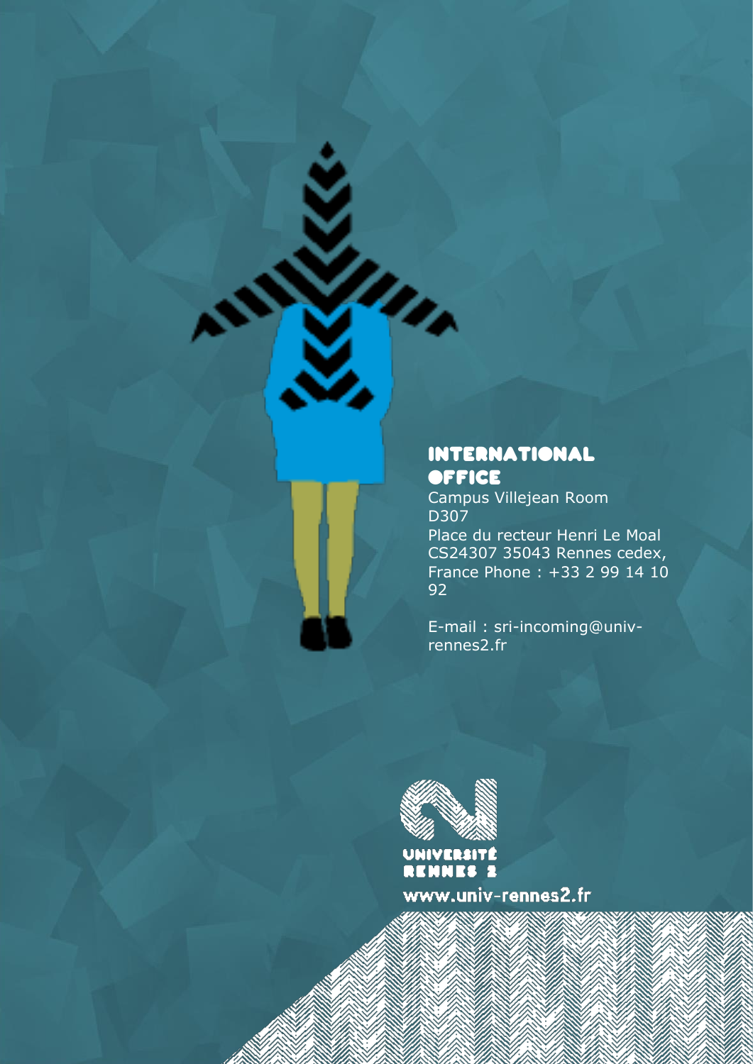## INTERNATIONAL OFFICE

Campus Villejean Room D307
Place du recteur Henri Le Moal
CS24307 35043 Rennes cedex, France Phone : +33 2 99 14 10 92

E-mail : sri-incoming@univ-rennes2.fr

UNIVERSITÉ RENNES 2

www.univ-rennes2.fr